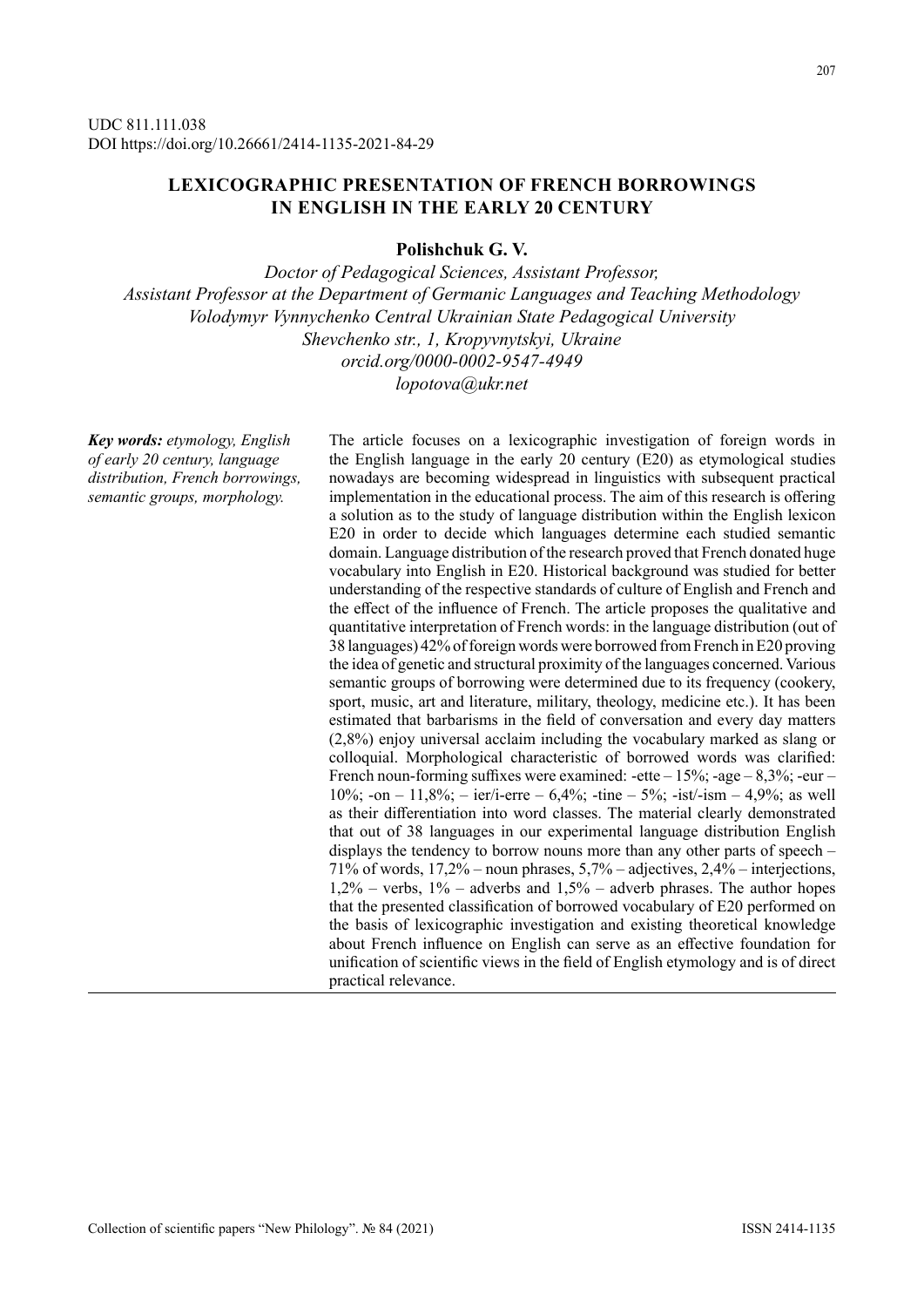UDC 811.111.038
DOI https://doi.org/10.26661/2414-1135-2021-84-29

# LEXICOGRAPHIC PRESENTATION OF FRENCH BORROWINGS IN ENGLISH IN THE EARLY 20 CENTURY

**Polishchuk G. V.**

*Doctor of Pedagogical Sciences, Assistant Professor,*
*Assistant Professor at the Department of Germanic Languages and Teaching Methodology*
*Volodymyr Vynnychenko Central Ukrainian State Pedagogical University*
*Shevchenko str., 1, Kropyvnytskyi, Ukraine*
*orcid.org/0000-0002-9547-4949*
*lopotova@ukr.net*

***Key words:*** *etymology, English of early 20 century, language distribution, French borrowings, semantic groups, morphology.*

The article focuses on a lexicographic investigation of foreign words in the English language in the early 20 century (E20) as etymological studies nowadays are becoming widespread in linguistics with subsequent practical implementation in the educational process. The aim of this research is offering a solution as to the study of language distribution within the English lexicon E20 in order to decide which languages determine each studied semantic domain. Language distribution of the research proved that French donated huge vocabulary into English in E20. Historical background was studied for better understanding of the respective standards of culture of English and French and the effect of the influence of French. The article proposes the qualitative and quantitative interpretation of French words: in the language distribution (out of 38 languages) 42% of foreign words were borrowed from French in E20 proving the idea of genetic and structural proximity of the languages concerned. Various semantic groups of borrowing were determined due to its frequency (cookery, sport, music, art and literature, military, theology, medicine etc.). It has been estimated that barbarisms in the field of conversation and every day matters (2,8%) enjoy universal acclaim including the vocabulary marked as slang or colloquial. Morphological characteristic of borrowed words was clarified: French noun-forming suffixes were examined: -ette – 15%; -age – 8,3%; -eur – 10%; -on – 11,8%; – ier/i-erre – 6,4%; -tine – 5%; -ist/-ism – 4,9%; as well as their differentiation into word classes. The material clearly demonstrated that out of 38 languages in our experimental language distribution English displays the tendency to borrow nouns more than any other parts of speech – 71% of words, 17,2% – noun phrases, 5,7% – adjectives, 2,4% – interjections, 1,2% – verbs, 1% – adverbs and 1,5% – adverb phrases. The author hopes that the presented classification of borrowed vocabulary of E20 performed on the basis of lexicographic investigation and existing theoretical knowledge about French influence on English can serve as an effective foundation for unification of scientific views in the field of English etymology and is of direct practical relevance.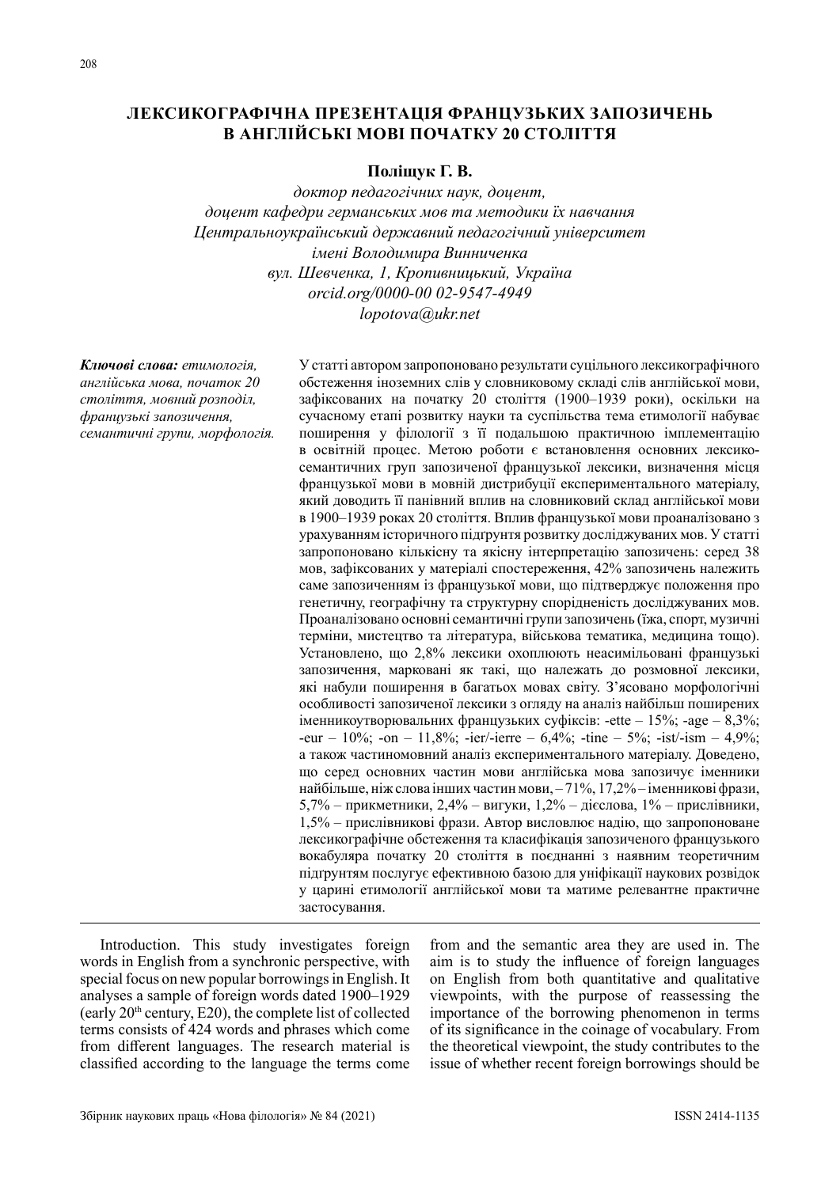# ЛЕКСИКОГРАФІЧНА ПРЕЗЕНТАЦІЯ ФРАНЦУЗЬКИХ ЗАПОЗИЧЕНЬ В АНГЛІЙСЬКІ МОВІ ПОЧАТКУ 20 СТОЛІТТЯ

**Поліщук Г. В.**

*доктор педагогічних наук, доцент,*
*доцент кафедри германських мов та методики їх навчання*
*Центральноукраїнський державний педагогічний університет*
*імені Володимира Винниченка*
*вул. Шевченка, 1, Кропивницький, Україна*
*orcid.org/0000-00 02-9547-4949*
*lopotova@ukr.net*

***Ключові слова:*** *етимологія, англійська мова, початок 20 століття, мовний розподіл, французькі запозичення, семантичні групи, морфологія.*

У статті автором запропоновано результати суцільного лексикографічного обстеження іноземних слів у словниковому складі слів англійської мови, зафіксованих на початку 20 століття (1900–1939 роки), оскільки на сучасному етапі розвитку науки та суспільства тема етимології набуває поширення у філології з її подальшою практичною імплементацію в освітній процес. Метою роботи є встановлення основних лексико-семантичних груп запозиченої французької лексики, визначення місця французької мови в мовній дистрибуції експериментального матеріалу, який доводить її панівний вплив на словниковий склад англійської мови в 1900–1939 роках 20 століття. Вплив французької мови проаналізовано з урахуванням історичного підґрунтя розвитку досліджуваних мов. У статті запропоновано кількісну та якісну інтерпретацію запозичень: серед 38 мов, зафіксованих у матеріалі спостереження, 42% запозичень належить саме запозиченням із французької мови, що підтверджує положення про генетичну, географічну та структурну спорідненість досліджуваних мов. Проаналізовано основні семантичні групи запозичень (їжа, спорт, музичні терміни, мистецтво та література, військова тематика, медицина тощо). Установлено, що 2,8% лексики охоплюють неасимільовані французькі запозичення, марковані як такі, що належать до розмовної лексики, які набули поширення в багатьох мовах світу. З’ясовано морфологічні особливості запозиченої лексики з огляду на аналіз найбільш поширених іменникоутворювальних французьких суфіксів: -ette – 15%; -age – 8,3%; -eur – 10%; -on – 11,8%; -ier/-ierre – 6,4%; -tine – 5%; -ist/-ism – 4,9%; а також частиномовний аналіз експериментального матеріалу. Доведено, що серед основних частин мови англійська мова запозичує іменники найбільше, ніж слова інших частин мови, – 71%, 17,2% – іменникові фрази, 5,7% – прикметники, 2,4% – вигуки, 1,2% – дієслова, 1% – прислівники, 1,5% – прислівникові фрази. Автор висловлює надію, що запропоноване лексикографічне обстеження та класифікація запозиченого французького вокабуляра початку 20 століття в поєднанні з наявним теоретичним підґрунтям послугує ефективною базою для уніфікації наукових розвідок у царині етимології англійської мови та матиме релевантне практичне застосування.

Introduction. This study investigates foreign words in English from a synchronic perspective, with special focus on new popular borrowings in English. It analyses a sample of foreign words dated 1900–1929 (early 20th century, E20), the complete list of collected terms consists of 424 words and phrases which come from different languages. The research material is classified according to the language the terms come from and the semantic area they are used in. The aim is to study the influence of foreign languages on English from both quantitative and qualitative viewpoints, with the purpose of reassessing the importance of the borrowing phenomenon in terms of its significance in the coinage of vocabulary. From the theoretical viewpoint, the study contributes to the issue of whether recent foreign borrowings should be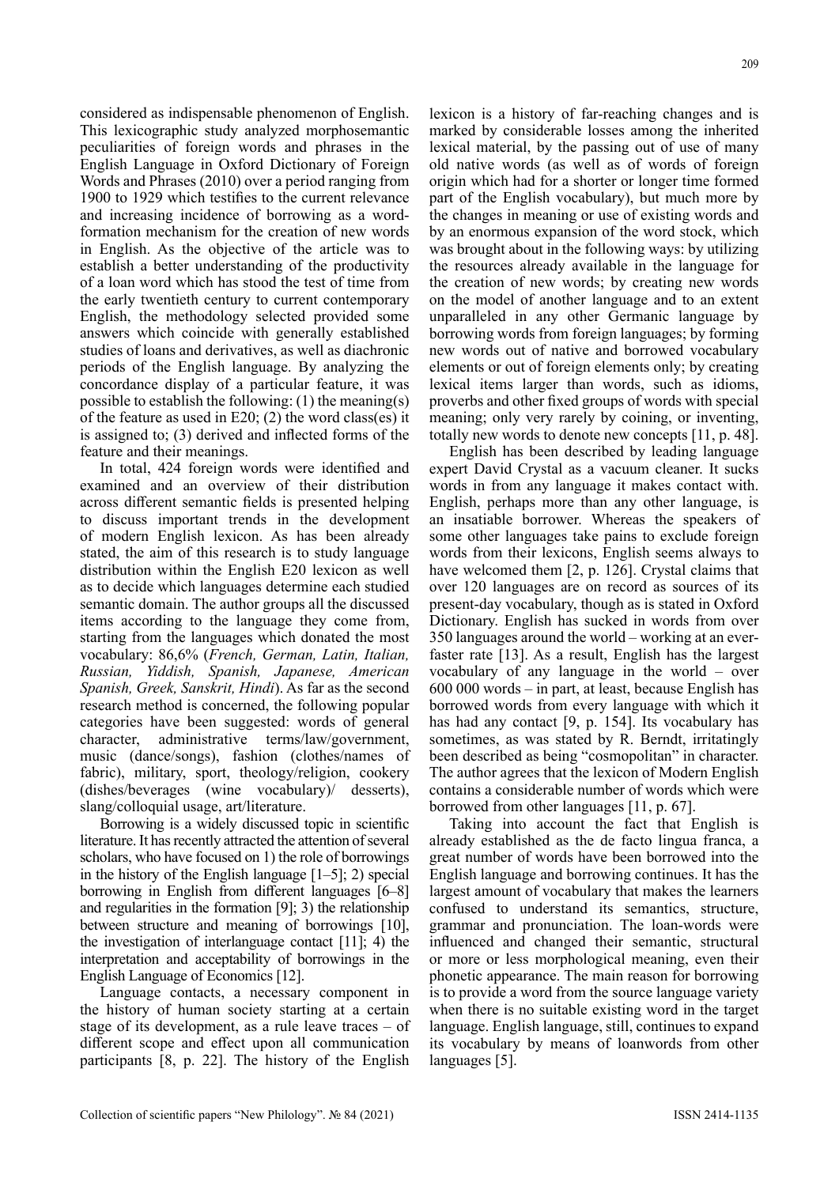considered as indispensable phenomenon of English. This lexicographic study analyzed morphosemantic peculiarities of foreign words and phrases in the English Language in Oxford Dictionary of Foreign Words and Phrases (2010) over a period ranging from 1900 to 1929 which testifies to the current relevance and increasing incidence of borrowing as a word-formation mechanism for the creation of new words in English. As the objective of the article was to establish a better understanding of the productivity of a loan word which has stood the test of time from the early twentieth century to current contemporary English, the methodology selected provided some answers which coincide with generally established studies of loans and derivatives, as well as diachronic periods of the English language. By analyzing the concordance display of a particular feature, it was possible to establish the following: (1) the meaning(s) of the feature as used in E20; (2) the word class(es) it is assigned to; (3) derived and inflected forms of the feature and their meanings.

In total, 424 foreign words were identified and examined and an overview of their distribution across different semantic fields is presented helping to discuss important trends in the development of modern English lexicon. As has been already stated, the aim of this research is to study language distribution within the English E20 lexicon as well as to decide which languages determine each studied semantic domain. The author groups all the discussed items according to the language they come from, starting from the languages which donated the most vocabulary: 86,6% (*French, German, Latin, Italian, Russian, Yiddish, Spanish, Japanese, American Spanish, Greek, Sanskrit, Hindi*). As far as the second research method is concerned, the following popular categories have been suggested: words of general character, administrative terms/law/government, music (dance/songs), fashion (clothes/names of fabric), military, sport, theology/religion, cookery (dishes/beverages (wine vocabulary)/ desserts), slang/colloquial usage, art/literature.

Borrowing is a widely discussed topic in scientific literature. It has recently attracted the attention of several scholars, who have focused on 1) the role of borrowings in the history of the English language [1–5]; 2) special borrowing in English from different languages [6–8] and regularities in the formation [9]; 3) the relationship between structure and meaning of borrowings [10], the investigation of interlanguage contact [11]; 4) the interpretation and acceptability of borrowings in the English Language of Economics [12].

Language contacts, a necessary component in the history of human society starting at a certain stage of its development, as a rule leave traces – of different scope and effect upon all communication participants [8, p. 22]. The history of the English lexicon is a history of far-reaching changes and is marked by considerable losses among the inherited lexical material, by the passing out of use of many old native words (as well as of words of foreign origin which had for a shorter or longer time formed part of the English vocabulary), but much more by the changes in meaning or use of existing words and by an enormous expansion of the word stock, which was brought about in the following ways: by utilizing the resources already available in the language for the creation of new words; by creating new words on the model of another language and to an extent unparalleled in any other Germanic language by borrowing words from foreign languages; by forming new words out of native and borrowed vocabulary elements or out of foreign elements only; by creating lexical items larger than words, such as idioms, proverbs and other fixed groups of words with special meaning; only very rarely by coining, or inventing, totally new words to denote new concepts [11, p. 48].

English has been described by leading language expert David Crystal as a vacuum cleaner. It sucks words in from any language it makes contact with. English, perhaps more than any other language, is an insatiable borrower. Whereas the speakers of some other languages take pains to exclude foreign words from their lexicons, English seems always to have welcomed them [2, p. 126]. Crystal claims that over 120 languages are on record as sources of its present-day vocabulary, though as is stated in Oxford Dictionary. English has sucked in words from over 350 languages around the world – working at an ever-faster rate [13]. As a result, English has the largest vocabulary of any language in the world – over 600 000 words – in part, at least, because English has borrowed words from every language with which it has had any contact [9, p. 154]. Its vocabulary has sometimes, as was stated by R. Berndt, irritatingly been described as being "cosmopolitan" in character. The author agrees that the lexicon of Modern English contains a considerable number of words which were borrowed from other languages [11, p. 67].

Taking into account the fact that English is already established as the de facto lingua franca, a great number of words have been borrowed into the English language and borrowing continues. It has the largest amount of vocabulary that makes the learners confused to understand its semantics, structure, grammar and pronunciation. The loan-words were influenced and changed their semantic, structural or more or less morphological meaning, even their phonetic appearance. The main reason for borrowing is to provide a word from the source language variety when there is no suitable existing word in the target language. English language, still, continues to expand its vocabulary by means of loanwords from other languages [5].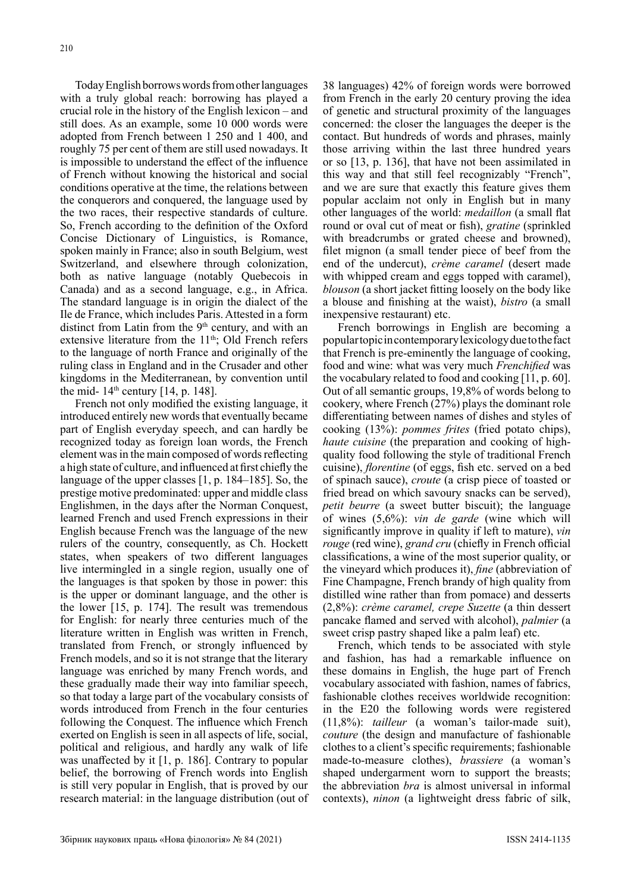Today English borrows words from other languages with a truly global reach: borrowing has played a crucial role in the history of the English lexicon – and still does. As an example, some 10 000 words were adopted from French between 1 250 and 1 400, and roughly 75 per cent of them are still used nowadays. It is impossible to understand the effect of the influence of French without knowing the historical and social conditions operative at the time, the relations between the conquerors and conquered, the language used by the two races, their respective standards of culture. So, French according to the definition of the Oxford Concise Dictionary of Linguistics, is Romance, spoken mainly in France; also in south Belgium, west Switzerland, and elsewhere through colonization, both as native language (notably Quebecois in Canada) and as a second language, e.g., in Africa. The standard language is in origin the dialect of the Ile de France, which includes Paris. Attested in a form distinct from Latin from the 9th century, and with an extensive literature from the 11th; Old French refers to the language of north France and originally of the ruling class in England and in the Crusader and other kingdoms in the Mediterranean, by convention until the mid- 14th century [14, p. 148].

French not only modified the existing language, it introduced entirely new words that eventually became part of English everyday speech, and can hardly be recognized today as foreign loan words, the French element was in the main composed of words reflecting a high state of culture, and influenced at first chiefly the language of the upper classes [1, p. 184–185]. So, the prestige motive predominated: upper and middle class Englishmen, in the days after the Norman Conquest, learned French and used French expressions in their English because French was the language of the new rulers of the country, consequently, as Ch. Hockett states, when speakers of two different languages live intermingled in a single region, usually one of the languages is that spoken by those in power: this is the upper or dominant language, and the other is the lower [15, p. 174]. The result was tremendous for English: for nearly three centuries much of the literature written in English was written in French, translated from French, or strongly influenced by French models, and so it is not strange that the literary language was enriched by many French words, and these gradually made their way into familiar speech, so that today a large part of the vocabulary consists of words introduced from French in the four centuries following the Conquest. The influence which French exerted on English is seen in all aspects of life, social, political and religious, and hardly any walk of life was unaffected by it [1, p. 186]. Contrary to popular belief, the borrowing of French words into English is still very popular in English, that is proved by our research material: in the language distribution (out of 38 languages) 42% of foreign words were borrowed from French in the early 20 century proving the idea of genetic and structural proximity of the languages concerned: the closer the languages the deeper is the contact. But hundreds of words and phrases, mainly those arriving within the last three hundred years or so [13, p. 136], that have not been assimilated in this way and that still feel recognizably "French", and we are sure that exactly this feature gives them popular acclaim not only in English but in many other languages of the world: *medaillon* (a small flat round or oval cut of meat or fish), *gratine* (sprinkled with breadcrumbs or grated cheese and browned), filet mignon (a small tender piece of beef from the end of the undercut), *crème caramel* (desert made with whipped cream and eggs topped with caramel), *blouson* (a short jacket fitting loosely on the body like a blouse and finishing at the waist), *bistro* (a small inexpensive restaurant) etc.

French borrowings in English are becoming a popular topic in contemporary lexicology due to the fact that French is pre-eminently the language of cooking, food and wine: what was very much *Frenchified* was the vocabulary related to food and cooking [11, p. 60]. Out of all semantic groups, 19,8% of words belong to cookery, where French (27%) plays the dominant role differentiating between names of dishes and styles of cooking (13%): *pommes frites* (fried potato chips), *haute cuisine* (the preparation and cooking of high-quality food following the style of traditional French cuisine), *florentine* (of eggs, fish etc. served on a bed of spinach sauce), *croute* (a crisp piece of toasted or fried bread on which savoury snacks can be served), *petit beurre* (a sweet butter biscuit); the language of wines (5,6%): *vin de garde* (wine which will significantly improve in quality if left to mature), *vin rouge* (red wine), *grand cru* (chiefly in French official classifications, a wine of the most superior quality, or the vineyard which produces it), *fine* (abbreviation of Fine Champagne, French brandy of high quality from distilled wine rather than from pomace) and desserts (2,8%): *crème caramel, crepe Suzette* (a thin dessert pancake flamed and served with alcohol), *palmier* (a sweet crisp pastry shaped like a palm leaf) etc.

French, which tends to be associated with style and fashion, has had a remarkable influence on these domains in English, the huge part of French vocabulary associated with fashion, names of fabrics, fashionable clothes receives worldwide recognition: in the E20 the following words were registered (11,8%): *tailleur* (a woman's tailor-made suit), *couture* (the design and manufacture of fashionable clothes to a client's specific requirements; fashionable made-to-measure clothes), *brassiere* (a woman's shaped undergarment worn to support the breasts; the abbreviation *bra* is almost universal in informal contexts), *ninon* (a lightweight dress fabric of silk,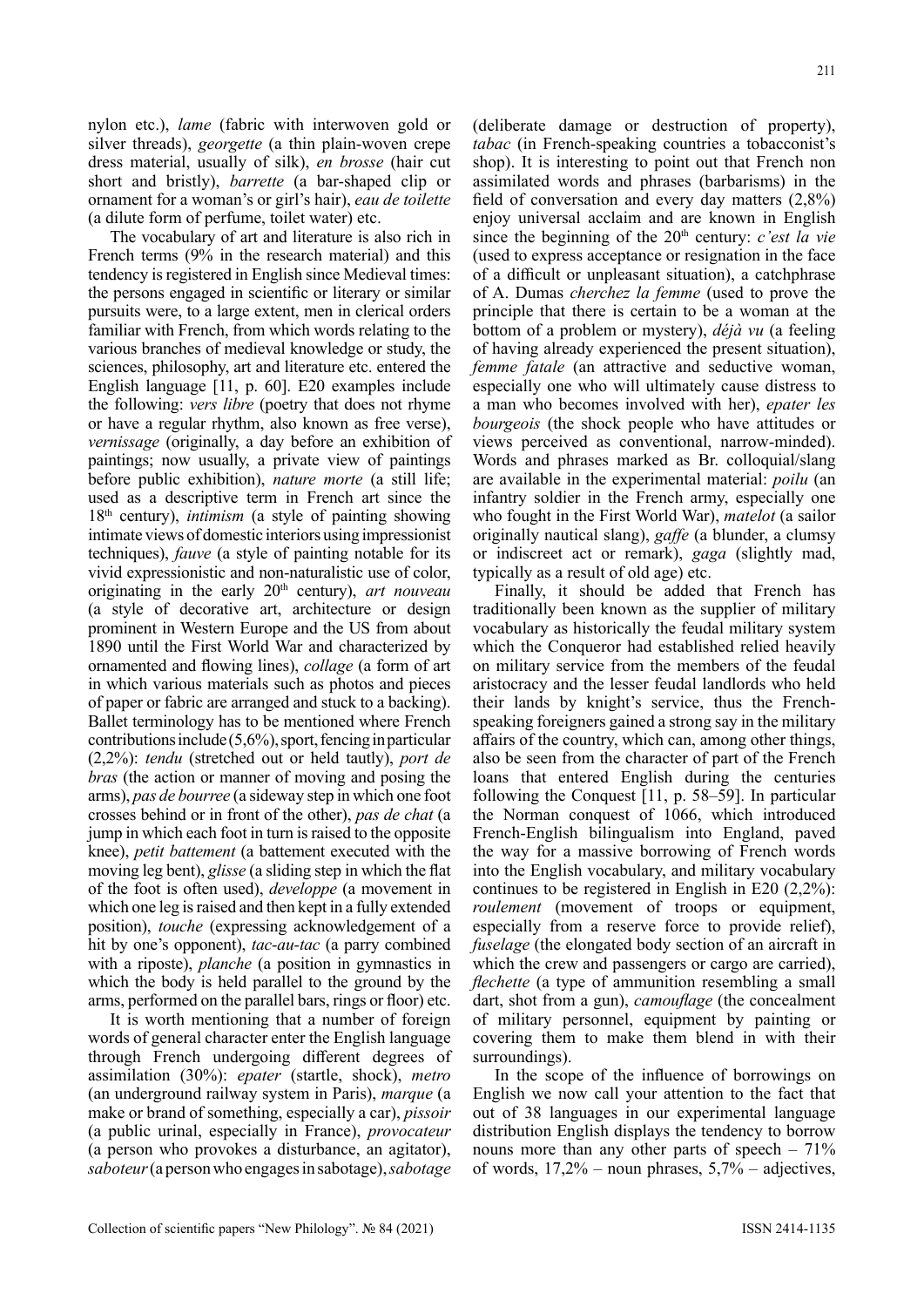nylon etc.), *lame* (fabric with interwoven gold or silver threads), *georgette* (a thin plain-woven crepe dress material, usually of silk), *en brosse* (hair cut short and bristly), *barrette* (a bar-shaped clip or ornament for a woman's or girl's hair), *eau de toilette* (a dilute form of perfume, toilet water) etc.

The vocabulary of art and literature is also rich in French terms (9% in the research material) and this tendency is registered in English since Medieval times: the persons engaged in scientific or literary or similar pursuits were, to a large extent, men in clerical orders familiar with French, from which words relating to the various branches of medieval knowledge or study, the sciences, philosophy, art and literature etc. entered the English language [11, p. 60]. E20 examples include the following: *vers libre* (poetry that does not rhyme or have a regular rhythm, also known as free verse), *vernissage* (originally, a day before an exhibition of paintings; now usually, a private view of paintings before public exhibition), *nature morte* (a still life; used as a descriptive term in French art since the 18th century), *intimism* (a style of painting showing intimate views of domestic interiors using impressionist techniques), *fauve* (a style of painting notable for its vivid expressionistic and non-naturalistic use of color, originating in the early 20th century), *art nouveau* (a style of decorative art, architecture or design prominent in Western Europe and the US from about 1890 until the First World War and characterized by ornamented and flowing lines), *collage* (a form of art in which various materials such as photos and pieces of paper or fabric are arranged and stuck to a backing). Ballet terminology has to be mentioned where French contributions include (5,6%), sport, fencing in particular (2,2%): *tendu* (stretched out or held tautly), *port de bras* (the action or manner of moving and posing the arms), *pas de bourree* (a sideway step in which one foot crosses behind or in front of the other), *pas de chat* (a jump in which each foot in turn is raised to the opposite knee), *petit battement* (a battement executed with the moving leg bent), *glisse* (a sliding step in which the flat of the foot is often used), *developpe* (a movement in which one leg is raised and then kept in a fully extended position), *touche* (expressing acknowledgement of a hit by one's opponent), *tac-au-tac* (a parry combined with a riposte), *planche* (a position in gymnastics in which the body is held parallel to the ground by the arms, performed on the parallel bars, rings or floor) etc.

It is worth mentioning that a number of foreign words of general character enter the English language through French undergoing different degrees of assimilation (30%): *epater* (startle, shock), *metro* (an underground railway system in Paris), *marque* (a make or brand of something, especially a car), *pissoir* (a public urinal, especially in France), *provocateur* (a person who provokes a disturbance, an agitator), *saboteur* (a person who engages in sabotage), *sabotage* (deliberate damage or destruction of property), *tabac* (in French-speaking countries a tobacconist's shop). It is interesting to point out that French non assimilated words and phrases (barbarisms) in the field of conversation and every day matters (2,8%) enjoy universal acclaim and are known in English since the beginning of the 20th century: *c'est la vie* (used to express acceptance or resignation in the face of a difficult or unpleasant situation), a catchphrase of A. Dumas *cherchez la femme* (used to prove the principle that there is certain to be a woman at the bottom of a problem or mystery), *déjà vu* (a feeling of having already experienced the present situation), *femme fatale* (an attractive and seductive woman, especially one who will ultimately cause distress to a man who becomes involved with her), *epater les bourgeois* (the shock people who have attitudes or views perceived as conventional, narrow-minded). Words and phrases marked as Br. colloquial/slang are available in the experimental material: *poilu* (an infantry soldier in the French army, especially one who fought in the First World War), *matelot* (a sailor originally nautical slang), *gaffe* (a blunder, a clumsy or indiscreet act or remark), *gaga* (slightly mad, typically as a result of old age) etc.

Finally, it should be added that French has traditionally been known as the supplier of military vocabulary as historically the feudal military system which the Conqueror had established relied heavily on military service from the members of the feudal aristocracy and the lesser feudal landlords who held their lands by knight's service, thus the French-speaking foreigners gained a strong say in the military affairs of the country, which can, among other things, also be seen from the character of part of the French loans that entered English during the centuries following the Conquest [11, p. 58–59]. In particular the Norman conquest of 1066, which introduced French-English bilingualism into England, paved the way for a massive borrowing of French words into the English vocabulary, and military vocabulary continues to be registered in English in E20 (2,2%): *roulement* (movement of troops or equipment, especially from a reserve force to provide relief), *fuselage* (the elongated body section of an aircraft in which the crew and passengers or cargo are carried), *flechette* (a type of ammunition resembling a small dart, shot from a gun), *camouflage* (the concealment of military personnel, equipment by painting or covering them to make them blend in with their surroundings).

In the scope of the influence of borrowings on English we now call your attention to the fact that out of 38 languages in our experimental language distribution English displays the tendency to borrow nouns more than any other parts of speech – 71% of words, 17,2% – noun phrases, 5,7% – adjectives,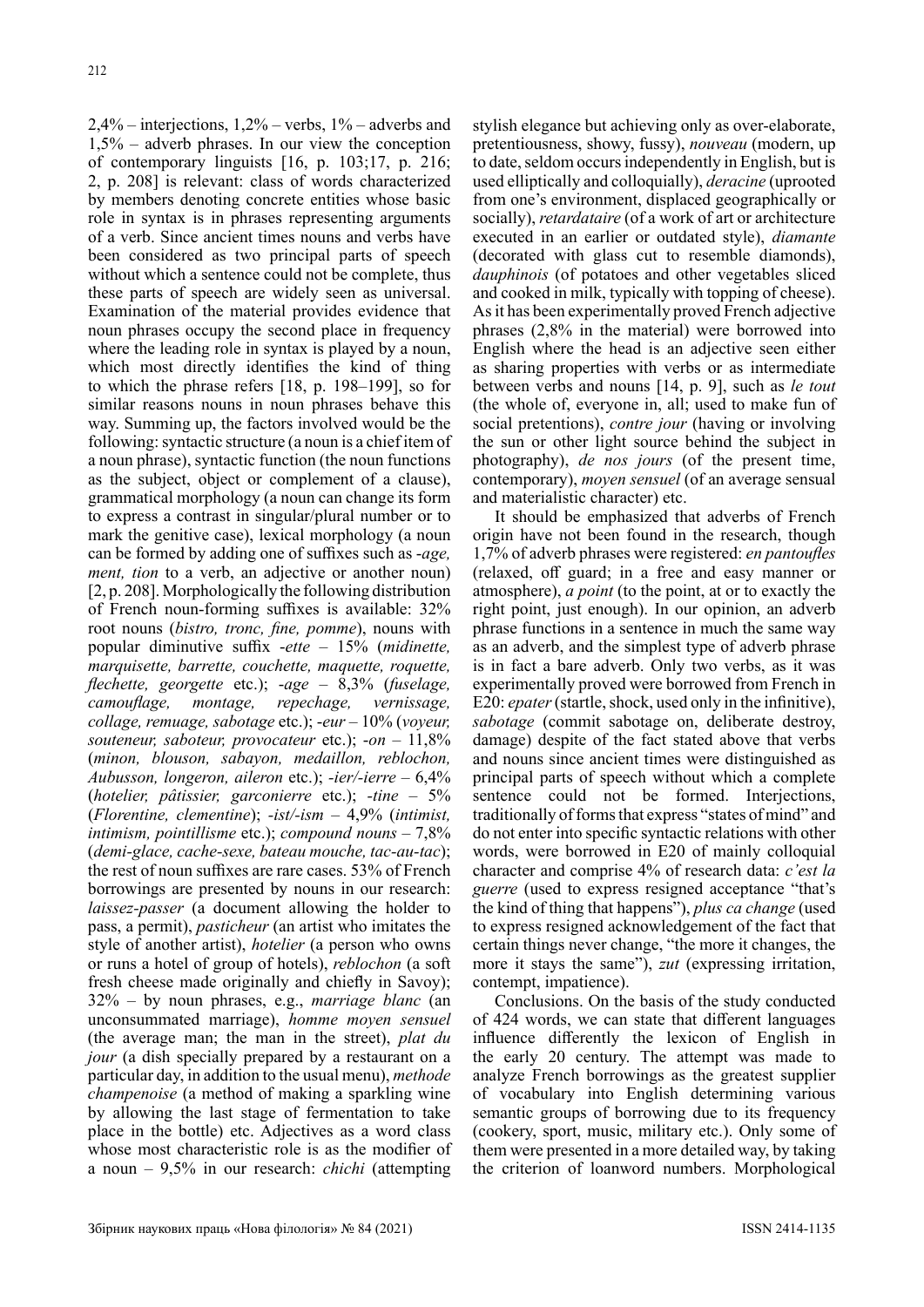2,4% – interjections, 1,2% – verbs, 1% – adverbs and 1,5% – adverb phrases. In our view the conception of contemporary linguists [16, p. 103;17, p. 216; 2, p. 208] is relevant: class of words characterized by members denoting concrete entities whose basic role in syntax is in phrases representing arguments of a verb. Since ancient times nouns and verbs have been considered as two principal parts of speech without which a sentence could not be complete, thus these parts of speech are widely seen as universal. Examination of the material provides evidence that noun phrases occupy the second place in frequency where the leading role in syntax is played by a noun, which most directly identifies the kind of thing to which the phrase refers [18, p. 198–199], so for similar reasons nouns in noun phrases behave this way. Summing up, the factors involved would be the following: syntactic structure (a noun is a chief item of a noun phrase), syntactic function (the noun functions as the subject, object or complement of a clause), grammatical morphology (a noun can change its form to express a contrast in singular/plural number or to mark the genitive case), lexical morphology (a noun can be formed by adding one of suffixes such as *-age, ment, tion* to a verb, an adjective or another noun) [2, p. 208]. Morphologically the following distribution of French noun-forming suffixes is available: 32% root nouns (*bistro, tronc, fine, pomme*), nouns with popular diminutive suffix *-ette* – 15% (*midinette, marquisette, barrette, couchette, maquette, roquette, flechette, georgette* etc.); *-age* – 8,3% (*fuselage, camouflage, montage, repechage, vernissage, collage, remuage, sabotage* etc.); *-eur* – 10% (*voyeur, souteneur, saboteur, provocateur* etc.); *-on* – 11,8% (*minon, blouson, sabayon, medaillon, reblochon, Aubusson, longeron, aileron* etc.); *-ier/-ierre* – 6,4% (*hotelier, pâtissier, garconierre* etc.); *-tine* – 5% (*Florentine, clementine*); *-ist/-ism* – 4,9% (*intimist, intimism, pointillisme* etc.); *compound nouns* – 7,8% (*demi-glace, cache-sexe, bateau mouche, tac-au-tac*); the rest of noun suffixes are rare cases. 53% of French borrowings are presented by nouns in our research: *laissez-passer* (a document allowing the holder to pass, a permit), *pasticheur* (an artist who imitates the style of another artist), *hotelier* (a person who owns or runs a hotel of group of hotels), *reblochon* (a soft fresh cheese made originally and chiefly in Savoy); 32% – by noun phrases, e.g., *marriage blanc* (an unconsummated marriage), *homme moyen sensuel* (the average man; the man in the street), *plat du jour* (a dish specially prepared by a restaurant on a particular day, in addition to the usual menu), *methode champenoise* (a method of making a sparkling wine by allowing the last stage of fermentation to take place in the bottle) etc. Adjectives as a word class whose most characteristic role is as the modifier of a noun – 9,5% in our research: *chichi* (attempting stylish elegance but achieving only as over-elaborate, pretentiousness, showy, fussy), *nouveau* (modern, up to date, seldom occurs independently in English, but is used elliptically and colloquially), *deracine* (uprooted from one's environment, displaced geographically or socially), *retardataire* (of a work of art or architecture executed in an earlier or outdated style), *diamante* (decorated with glass cut to resemble diamonds), *dauphinois* (of potatoes and other vegetables sliced and cooked in milk, typically with topping of cheese). As it has been experimentally proved French adjective phrases (2,8% in the material) were borrowed into English where the head is an adjective seen either as sharing properties with verbs or as intermediate between verbs and nouns [14, p. 9], such as *le tout* (the whole of, everyone in, all; used to make fun of social pretentions), *contre jour* (having or involving the sun or other light source behind the subject in photography), *de nos jours* (of the present time, contemporary), *moyen sensuel* (of an average sensual and materialistic character) etc.

It should be emphasized that adverbs of French origin have not been found in the research, though 1,7% of adverb phrases were registered: *en pantoufles* (relaxed, off guard; in a free and easy manner or atmosphere), *a point* (to the point, at or to exactly the right point, just enough). In our opinion, an adverb phrase functions in a sentence in much the same way as an adverb, and the simplest type of adverb phrase is in fact a bare adverb. Only two verbs, as it was experimentally proved were borrowed from French in E20: *epater* (startle, shock, used only in the infinitive), *sabotage* (commit sabotage on, deliberate destroy, damage) despite of the fact stated above that verbs and nouns since ancient times were distinguished as principal parts of speech without which a complete sentence could not be formed. Interjections, traditionally of forms that express "states of mind" and do not enter into specific syntactic relations with other words, were borrowed in E20 of mainly colloquial character and comprise 4% of research data: *c'est la guerre* (used to express resigned acceptance "that's the kind of thing that happens"), *plus ca change* (used to express resigned acknowledgement of the fact that certain things never change, "the more it changes, the more it stays the same"), *zut* (expressing irritation, contempt, impatience).

Conclusions. On the basis of the study conducted of 424 words, we can state that different languages influence differently the lexicon of English in the early 20 century. The attempt was made to analyze French borrowings as the greatest supplier of vocabulary into English determining various semantic groups of borrowing due to its frequency (cookery, sport, music, military etc.). Only some of them were presented in a more detailed way, by taking the criterion of loanword numbers. Morphological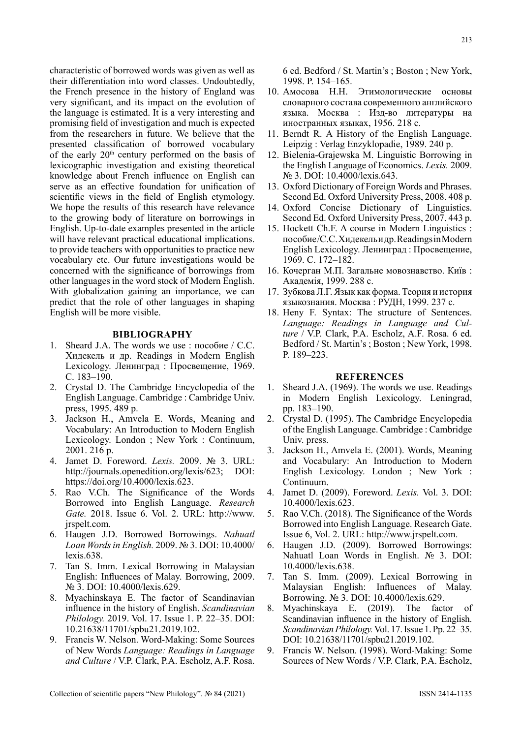characteristic of borrowed words was given as well as their differentiation into word classes. Undoubtedly, the French presence in the history of England was very significant, and its impact on the evolution of the language is estimated. It is a very interesting and promising field of investigation and much is expected from the researchers in future. We believe that the presented classification of borrowed vocabulary of the early 20th century performed on the basis of lexicographic investigation and existing theoretical knowledge about French influence on English can serve as an effective foundation for unification of scientific views in the field of English etymology. We hope the results of this research have relevance to the growing body of literature on borrowings in English. Up-to-date examples presented in the article will have relevant practical educational implications. to provide teachers with opportunities to practice new vocabulary etc. Our future investigations would be concerned with the significance of borrowings from other languages in the word stock of Modern English. With globalization gaining an importance, we can predict that the role of other languages in shaping English will be more visible.

## BIBLIOGRAPHY

1. Sheard J.A. The words we use : пособие / С.С. Хидекель и др. Readings in Modern English Lexicology. Ленинград : Просвещение, 1969. С. 183–190.
2. Crystal D. The Cambridge Encyclopedia of the English Language. Cambridge : Cambridge Univ. press, 1995. 489 p.
3. Jackson H., Amvela E. Words, Meaning and Vocabulary: An Introduction to Modern English Lexicology. London ; New York : Continuum, 2001. 216 p.
4. Jamet D. Foreword. *Lexis.* 2009. № 3. URL: http://journals.openedition.org/lexis/623; DOI: https://doi.org/10.4000/lexis.623.
5. Rao V.Ch. The Significance of the Words Borrowed into English Language. *Research Gate.* 2018. Issue 6. Vol. 2. URL: http://www.jrspelt.com.
6. Haugen J.D. Borrowed Borrowings. *Nahuatl Loan Words in English.* 2009. № 3. DOI: 10.4000/lexis.638.
7. Tan S. Imm. Lexical Borrowing in Malaysian English: Influences of Malay. Borrowing, 2009. № 3. DOI: 10.4000/lexis.629.
8. Myachinskaya E. The factor of Scandinavian influence in the history of English. *Scandinavian Philology.* 2019. Vol. 17. Issue 1. P. 22–35. DOI: 10.21638/11701/spbu21.2019.102.
9. Francis W. Nelson. Word-Making: Some Sources of New Words *Language: Readings in Language and Culture* / V.P. Clark, P.A. Escholz, A.F. Rosa. 6 ed. Bedford / St. Martin's ; Boston ; New York, 1998. P. 154–165.
10. Амосова Н.Н. Этимологические основы словарного состава современного английского языка. Москва : Изд-во литературы на иностранных языках, 1956. 218 с.
11. Berndt R. A History of the English Language. Leipzig : Verlag Enzyklopadie, 1989. 240 p.
12. Bielenia-Grajewska M. Linguistic Borrowing in the English Language of Economics. *Lexis.* 2009. № 3. DOI: 10.4000/lexis.643.
13. Oxford Dictionary of Foreign Words and Phrases. Second Ed. Oxford University Press, 2008. 408 p.
14. Oxford Concise Dictionary of Linguistics. Second Ed. Oxford University Press, 2007. 443 p.
15. Hockett Ch.F. A course in Modern Linguistics : пособие / С.С. Хидекель и др. Readings in Modern English Lexicology. Ленинград : Просвещение, 1969. С. 172–182.
16. Кочерган М.П. Загальне мовознавство. Київ : Академія, 1999. 288 с.
17. Зубкова Л.Г. Язык как форма. Теория и история языкознания. Москва : РУДН, 1999. 237 с.
18. Heny F. Syntax: The structure of Sentences. *Language: Readings in Language and Culture* / V.P. Clark, P.A. Escholz, A.F. Rosa. 6 ed. Bedford / St. Martin's ; Boston ; New York, 1998. P. 189–223.

## REFERENCES

1. Sheard J.A. (1969). The words we use. Readings in Modern English Lexicology. Leningrad, pp. 183–190.
2. Crystal D. (1995). The Cambridge Encyclopedia of the English Language. Cambridge : Cambridge Univ. press.
3. Jackson H., Amvela E. (2001). Words, Meaning and Vocabulary: An Introduction to Modern English Lexicology. London ; New York : Continuum.
4. Jamet D. (2009). Foreword. *Lexis.* Vol. 3. DOI: 10.4000/lexis.623.
5. Rao V.Ch. (2018). The Significance of the Words Borrowed into English Language. Research Gate. Issue 6, Vol. 2. URL: http://www.jrspelt.com.
6. Haugen J.D. (2009). Borrowed Borrowings: Nahuatl Loan Words in English. № 3. DOI: 10.4000/lexis.638.
7. Tan S. Imm. (2009). Lexical Borrowing in Malaysian English: Influences of Malay. Borrowing. № 3. DOI: 10.4000/lexis.629.
8. Myachinskaya E. (2019). The factor of Scandinavian influence in the history of English. *Scandinavian Philology.* Vol. 17. Issue 1. Pp. 22–35. DOI: 10.21638/11701/spbu21.2019.102.
9. Francis W. Nelson. (1998). Word-Making: Some Sources of New Words / V.P. Clark, P.A. Escholz,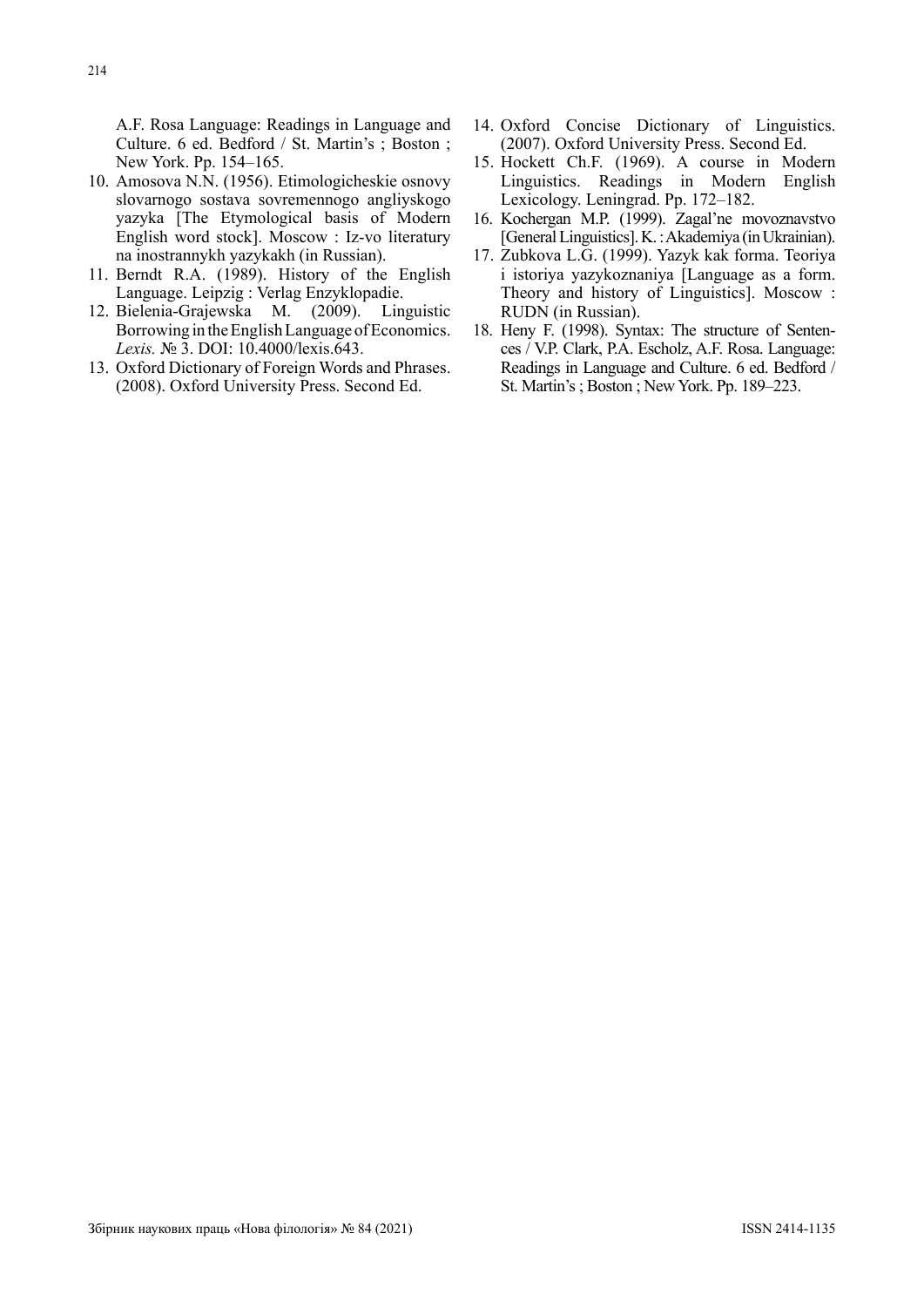A.F. Rosa Language: Readings in Language and Culture. 6 ed. Bedford / St. Martin's ; Boston ; New York. Pp. 154–165.

10. Amosova N.N. (1956). Etimologicheskie osnovy slovarnogo sostava sovremennogo angliyskogo yazyka [The Etymological basis of Modern English word stock]. Moscow : Iz-vo literatury na inostrannykh yazykakh (in Russian).
11. Berndt R.A. (1989). History of the English Language. Leipzig : Verlag Enzyklopadie.
12. Bielenia-Grajewska M. (2009). Linguistic Borrowing in the English Language of Economics. *Lexis.* № 3. DOI: 10.4000/lexis.643.
13. Oxford Dictionary of Foreign Words and Phrases. (2008). Oxford University Press. Second Ed.
14. Oxford Concise Dictionary of Linguistics. (2007). Oxford University Press. Second Ed.
15. Hockett Ch.F. (1969). A course in Modern Linguistics. Readings in Modern English Lexicology. Leningrad. Pp. 172–182.
16. Kochergan M.P. (1999). Zagal'ne movoznavstvo [General Linguistics]. K. : Akademiya (in Ukrainian).
17. Zubkova L.G. (1999). Yazyk kak forma. Teoriya i istoriya yazykoznaniya [Language as a form. Theory and history of Linguistics]. Moscow : RUDN (in Russian).
18. Heny F. (1998). Syntax: The structure of Sentences / V.P. Clark, P.A. Escholz, A.F. Rosa. Language: Readings in Language and Culture. 6 ed. Bedford / St. Martin's ; Boston ; New York. Pp. 189–223.